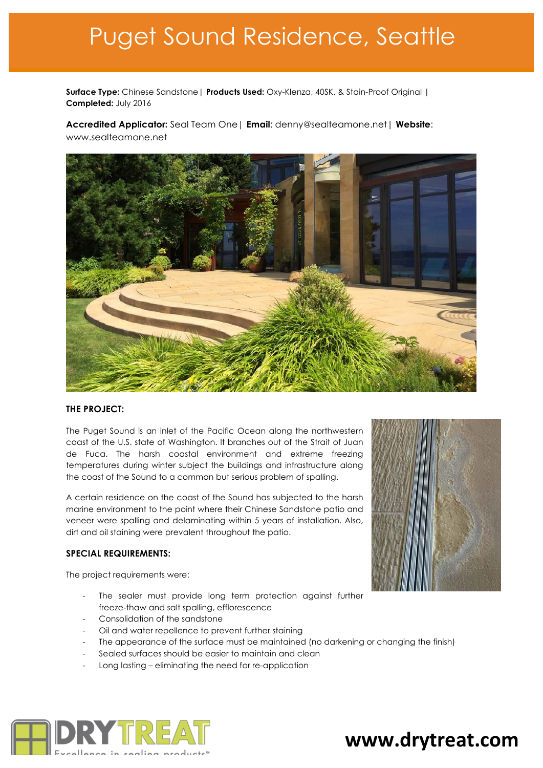# Puget Sound Residence, Seattle

**Surface Type:** Chinese Sandstone | **Products Used:** Oxy-Klenza, 40SK, & Stain-Proof Original | **Completed:** July 2016

**Accredited Applicator:** Seal Team One | **Email**: denny@sealteamone.net | **Website**: www.sealteamone.net

**THE PROJECT:**

The Puget Sound is an inlet of the Pacific Ocean along the northwestern coast of the U.S. state of Washington. It branches out of the Strait of Juan de Fuca. The harsh coastal environment and extreme freezing temperatures during winter subject the buildings and infrastructure along the coast of the Sound to a common but serious problem of spalling.

A certain residence on the coast of the Sound has subjected to the harsh marine environment to the point where their Chinese Sandstone patio and veneer were spalling and delaminating within 5 years of installation. Also, dirt and oil staining were prevalent throughout the patio.

**SPECIAL REQUIREMENTS:**

The project requirements were:

- The sealer must provide long term protection against further freeze-thaw and salt spalling, efflorescence
- Consolidation of the sandstone
- Oil and water repellence to prevent further staining
- The appearance of the surface must be maintained (no darkening or changing the finish)
- Sealed surfaces should be easier to maintain and clean
- Long lasting – eliminating the need for re-application

DRYTREAT Excellence in sealing products™

**www.drytreat.com**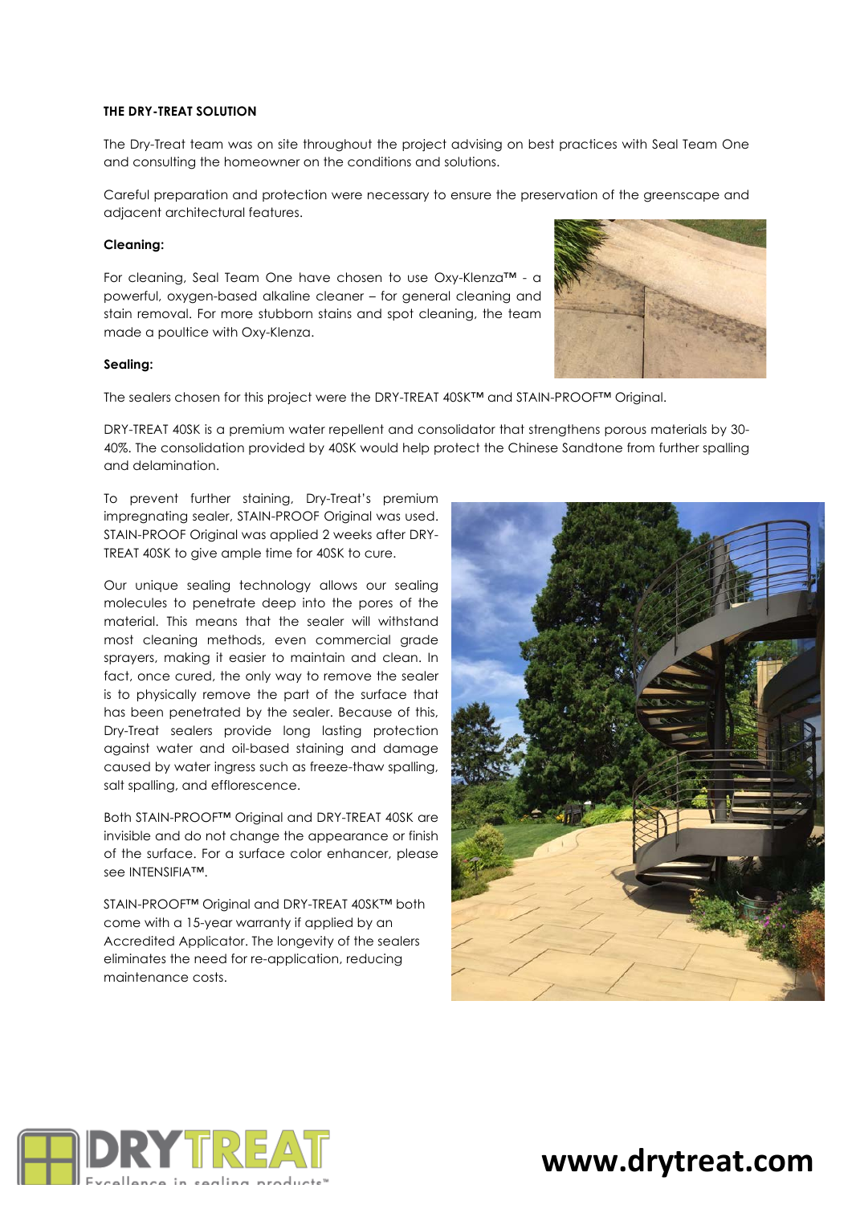**THE DRY-TREAT SOLUTION**

The Dry-Treat team was on site throughout the project advising on best practices with Seal Team One and consulting the homeowner on the conditions and solutions.

Careful preparation and protection were necessary to ensure the preservation of the greenscape and adjacent architectural features.

**Cleaning:**

For cleaning, Seal Team One have chosen to use Oxy-Klenza™ - a powerful, oxygen-based alkaline cleaner – for general cleaning and stain removal. For more stubborn stains and spot cleaning, the team made a poultice with Oxy-Klenza.

**Sealing:**

The sealers chosen for this project were the DRY-TREAT 40SK™ and STAIN-PROOF™ Original.

DRY-TREAT 40SK is a premium water repellent and consolidator that strengthens porous materials by 30-40%. The consolidation provided by 40SK would help protect the Chinese Sandtone from further spalling and delamination.

To prevent further staining, Dry-Treat's premium impregnating sealer, STAIN-PROOF Original was used. STAIN-PROOF Original was applied 2 weeks after DRY-TREAT 40SK to give ample time for 40SK to cure.

Our unique sealing technology allows our sealing molecules to penetrate deep into the pores of the material. This means that the sealer will withstand most cleaning methods, even commercial grade sprayers, making it easier to maintain and clean. In fact, once cured, the only way to remove the sealer is to physically remove the part of the surface that has been penetrated by the sealer. Because of this, Dry-Treat sealers provide long lasting protection against water and oil-based staining and damage caused by water ingress such as freeze-thaw spalling, salt spalling, and efflorescence.

Both STAIN-PROOF™ Original and DRY-TREAT 40SK are invisible and do not change the appearance or finish of the surface. For a surface color enhancer, please see INTENSIFIA™.

STAIN-PROOF™ Original and DRY-TREAT 40SK™ both come with a 15-year warranty if applied by an Accredited Applicator. The longevity of the sealers eliminates the need for re-application, reducing maintenance costs.

DRYTREAT Excellence in sealing products™

**www.drytreat.com**